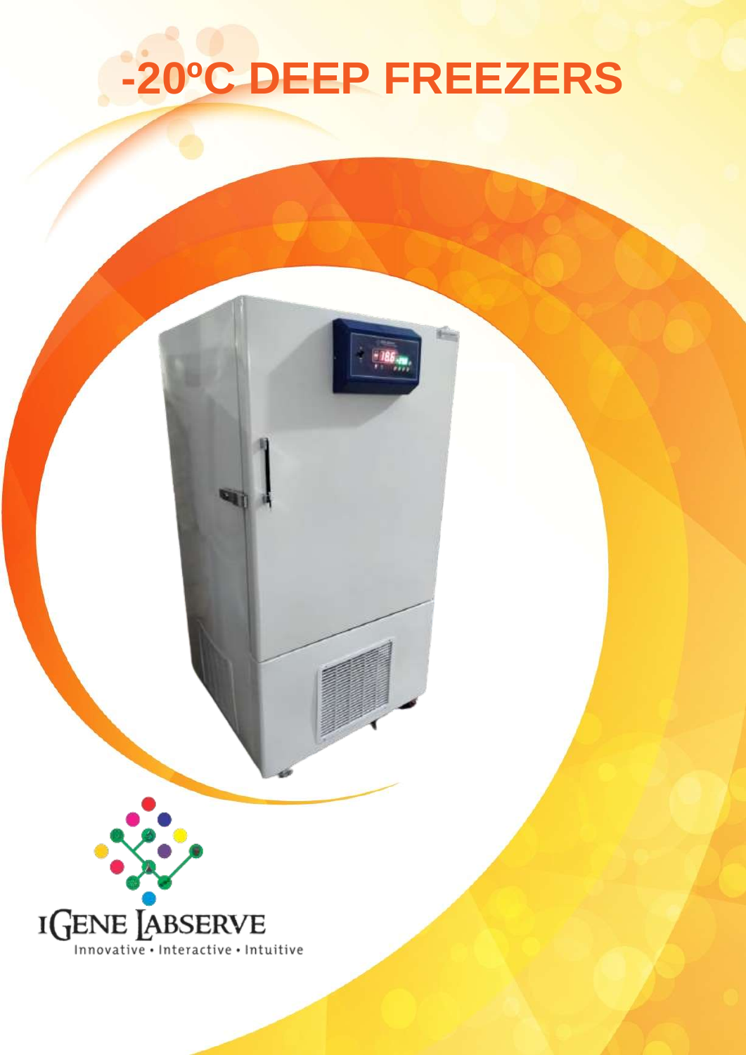# -20ºC DEEP FREEZERS

IGENE LABSERVE

Innovative • Interactive • Intuitive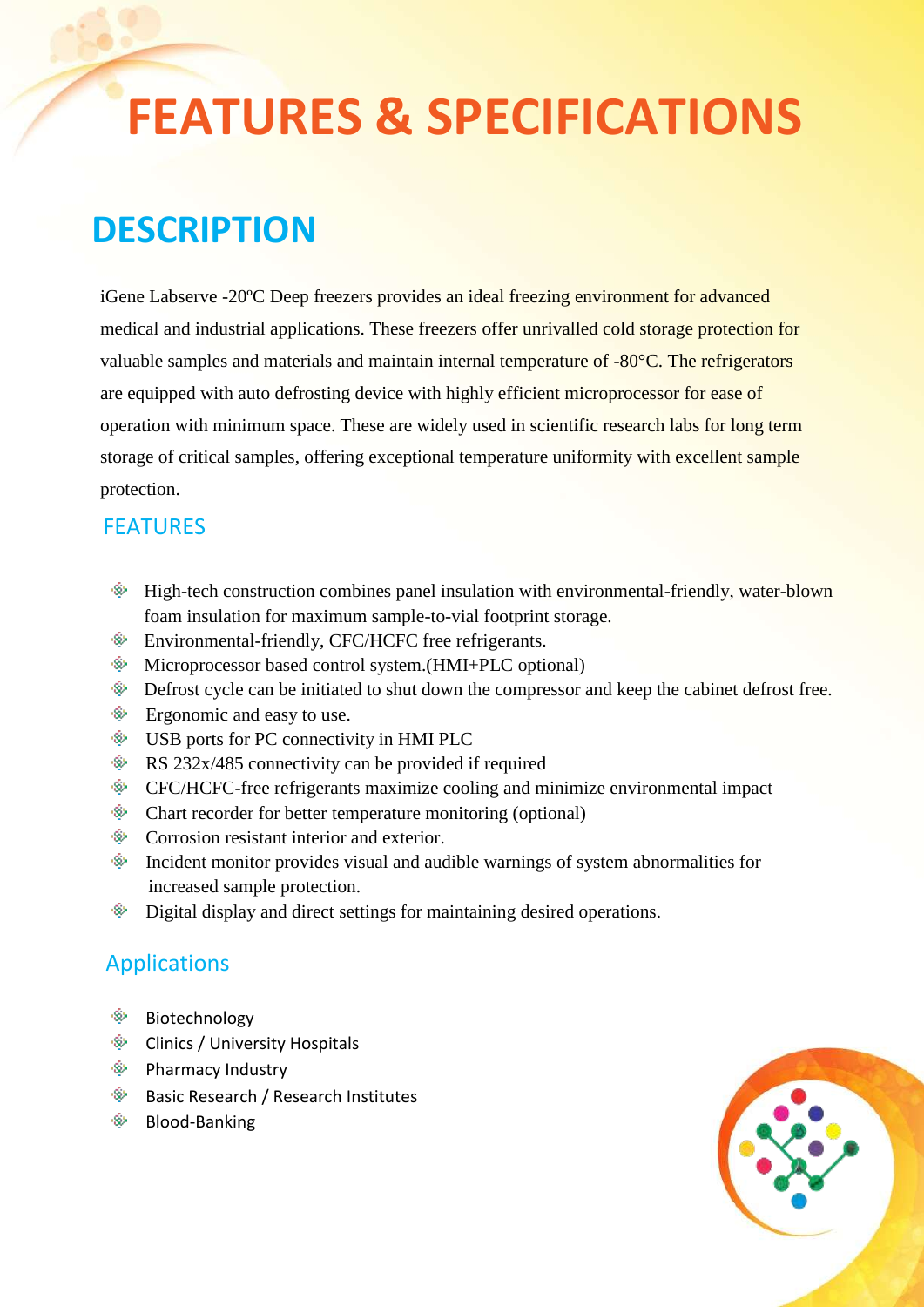# FEATURES & SPECIFICATIONS

## DESCRIPTION

iGene Labserve -20ºC Deep freezers provides an ideal freezing environment for advanced medical and industrial applications. These freezers offer unrivalled cold storage protection for valuable samples and materials and maintain internal temperature of -80°C. The refrigerators are equipped with auto defrosting device with highly efficient microprocessor for ease of operation with minimum space. These are widely used in scientific research labs for long term storage of critical samples, offering exceptional temperature uniformity with excellent sample protection.

### FEATURES

- High-tech construction combines panel insulation with environmental-friendly, water-blown foam insulation for maximum sample-to-vial footprint storage.
- Environmental-friendly, CFC/HCFC free refrigerants.
- Microprocessor based control system.(HMI+PLC optional)
- Defrost cycle can be initiated to shut down the compressor and keep the cabinet defrost free.
- Ergonomic and easy to use.
- USB ports for PC connectivity in HMI PLC
- RS 232x/485 connectivity can be provided if required
- CFC/HCFC-free refrigerants maximize cooling and minimize environmental impact
- Chart recorder for better temperature monitoring (optional)
- Corrosion resistant interior and exterior.
- Incident monitor provides visual and audible warnings of system abnormalities for increased sample protection.
- Digital display and direct settings for maintaining desired operations.

### Applications

- Biotechnology
- Clinics / University Hospitals
- Pharmacy Industry
- Basic Research / Research Institutes
- Blood-Banking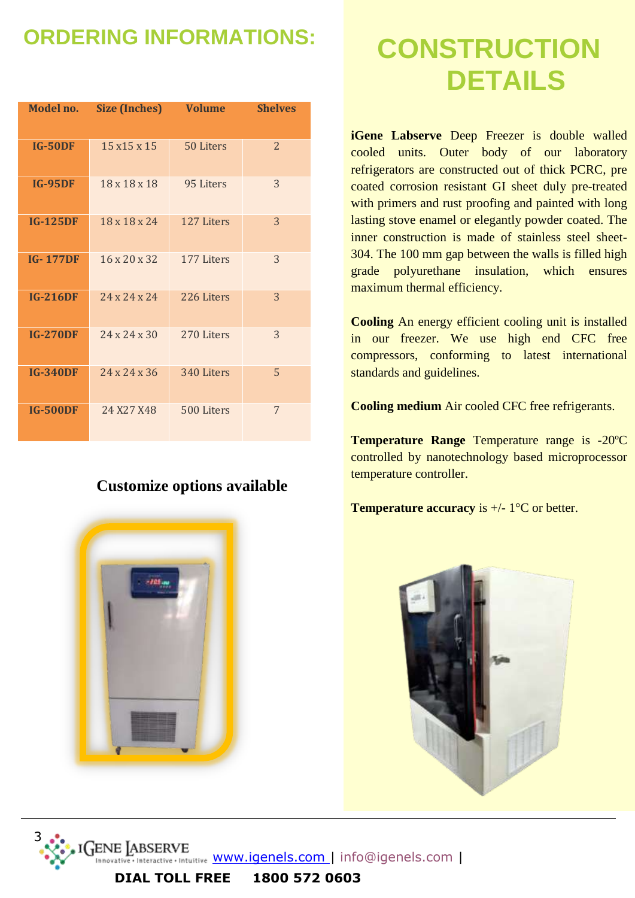## ORDERING INFORMATIONS:

| Model no. | Size (Inches) | Volume | Shelves |
|---|---|---|---|
| IG-50DF | 15 x15 x 15 | 50 Liters | 2 |
| IG-95DF | 18 x 18 x 18 | 95 Liters | 3 |
| IG-125DF | 18 x 18 x 24 | 127 Liters | 3 |
| IG- 177DF | 16 x 20 x 32 | 177 Liters | 3 |
| IG-216DF | 24 x 24 x 24 | 226 Liters | 3 |
| IG-270DF | 24 x 24 x 30 | 270 Liters | 3 |
| IG-340DF | 24 x 24 x 36 | 340 Liters | 5 |
| IG-500DF | 24 X27 X48 | 500 Liters | 7 |

**Customize options available**

# CONSTRUCTION DETAILS

**iGene Labserve** Deep Freezer is double walled cooled units. Outer body of our laboratory refrigerators are constructed out of thick PCRC, pre coated corrosion resistant GI sheet duly pre-treated with primers and rust proofing and painted with long lasting stove enamel or elegantly powder coated. The inner construction is made of stainless steel sheet-304. The 100 mm gap between the walls is filled high grade polyurethane insulation, which ensures maximum thermal efficiency.

**Cooling** An energy efficient cooling unit is installed in our freezer. We use high end CFC free compressors, conforming to latest international standards and guidelines.

**Cooling medium** Air cooled CFC free refrigerants.

**Temperature Range** Temperature range is -20ºC controlled by nanotechnology based microprocessor temperature controller.

**Temperature accuracy** is +/- 1°C or better.

IGENE LABSERVE Innovative • Interactive • Intuitive www.igenels.com | info@igenels.com |

DIAL TOLL FREE 1800 572 0603